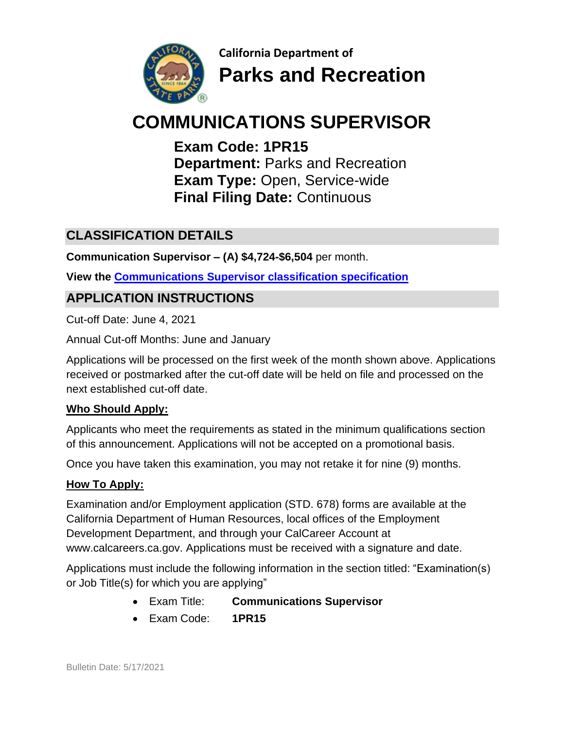California Department of

# Parks and Recreation

# COMMUNICATIONS SUPERVISOR

**Exam Code: 1PR15**
**Department:** Parks and Recreation
**Exam Type:** Open, Service-wide
**Final Filing Date:** Continuous

## CLASSIFICATION DETAILS

**Communication Supervisor – (A) $4,724-$6,504** per month.

**View the [Communications Supervisor classification specification]()**

## APPLICATION INSTRUCTIONS

Cut-off Date: June 4, 2021

Annual Cut-off Months: June and January

Applications will be processed on the first week of the month shown above. Applications received or postmarked after the cut-off date will be held on file and processed on the next established cut-off date.

### Who Should Apply:

Applicants who meet the requirements as stated in the minimum qualifications section of this announcement. Applications will not be accepted on a promotional basis.

Once you have taken this examination, you may not retake it for nine (9) months.

### How To Apply:

Examination and/or Employment application (STD. 678) forms are available at the California Department of Human Resources, local offices of the Employment Development Department, and through your CalCareer Account at www.calcareers.ca.gov. Applications must be received with a signature and date.

Applications must include the following information in the section titled: "Examination(s) or Job Title(s) for which you are applying"

- Exam Title: **Communications Supervisor**
- Exam Code: **1PR15**

Bulletin Date: 5/17/2021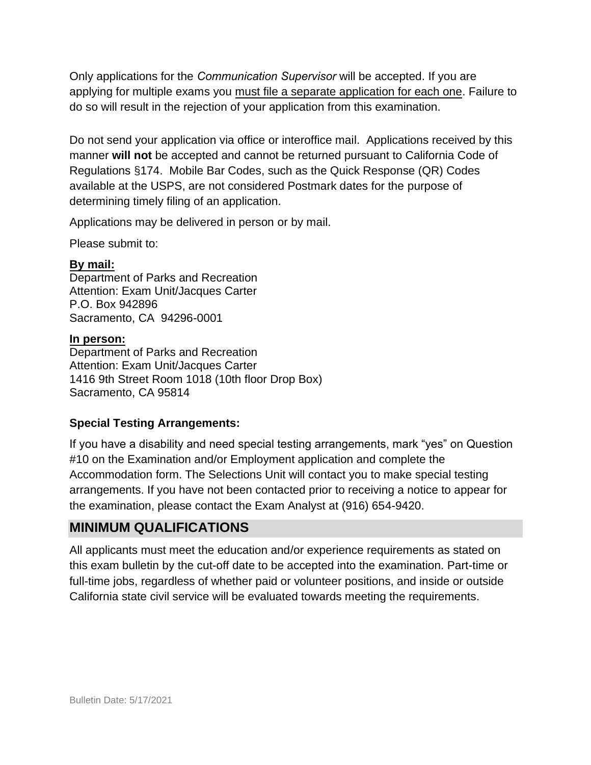Only applications for the *Communication Supervisor* will be accepted. If you are applying for multiple exams you must file a separate application for each one. Failure to do so will result in the rejection of your application from this examination.

Do not send your application via office or interoffice mail. Applications received by this manner **will not** be accepted and cannot be returned pursuant to California Code of Regulations §174. Mobile Bar Codes, such as the Quick Response (QR) Codes available at the USPS, are not considered Postmark dates for the purpose of determining timely filing of an application.

Applications may be delivered in person or by mail.

Please submit to:

**By mail:**
Department of Parks and Recreation
Attention: Exam Unit/Jacques Carter
P.O. Box 942896
Sacramento, CA 94296-0001

**In person:**
Department of Parks and Recreation
Attention: Exam Unit/Jacques Carter
1416 9th Street Room 1018 (10th floor Drop Box)
Sacramento, CA 95814

**Special Testing Arrangements:**

If you have a disability and need special testing arrangements, mark "yes" on Question #10 on the Examination and/or Employment application and complete the Accommodation form. The Selections Unit will contact you to make special testing arrangements. If you have not been contacted prior to receiving a notice to appear for the examination, please contact the Exam Analyst at (916) 654-9420.

## MINIMUM QUALIFICATIONS

All applicants must meet the education and/or experience requirements as stated on this exam bulletin by the cut-off date to be accepted into the examination. Part-time or full-time jobs, regardless of whether paid or volunteer positions, and inside or outside California state civil service will be evaluated towards meeting the requirements.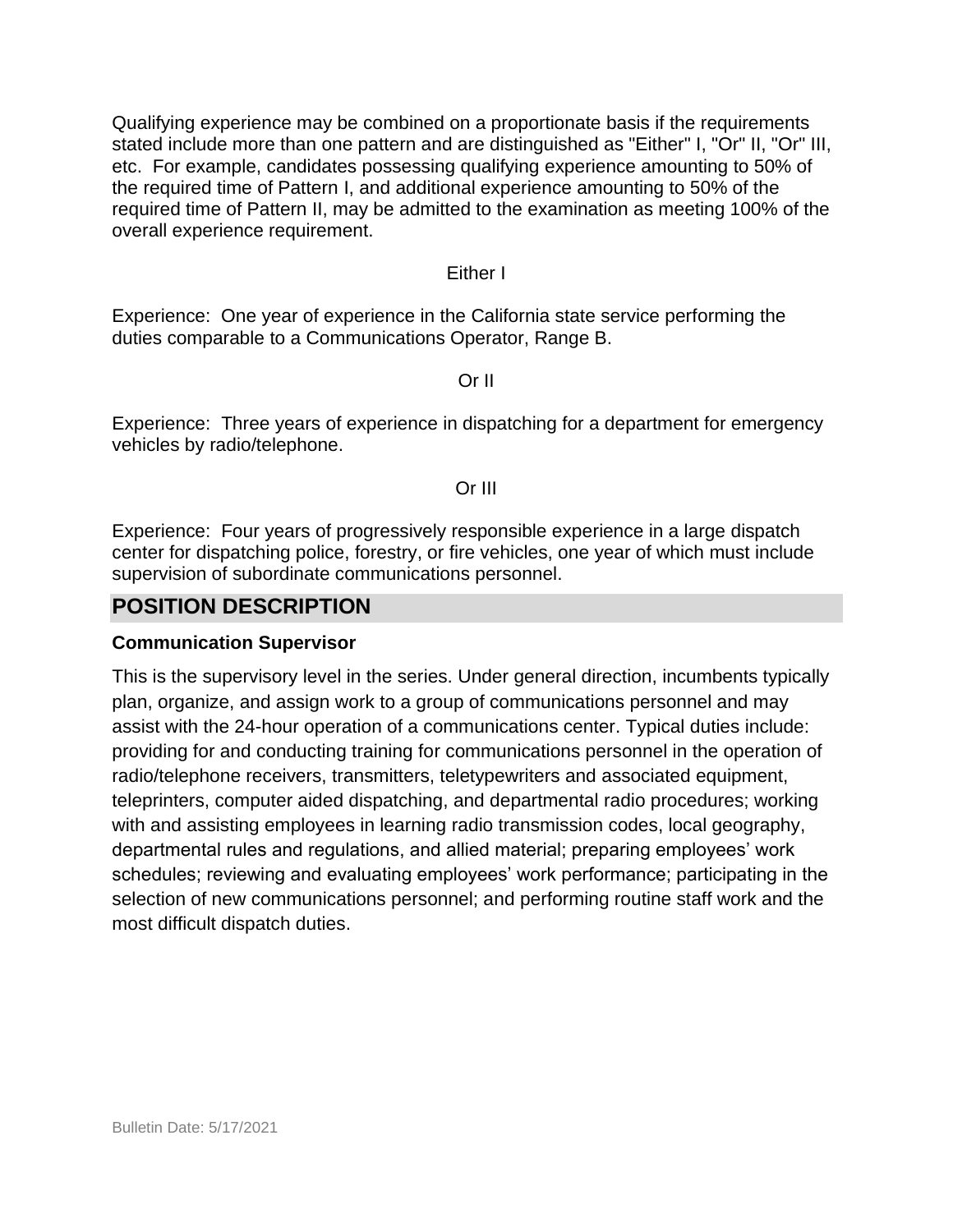Qualifying experience may be combined on a proportionate basis if the requirements stated include more than one pattern and are distinguished as "Either" I, "Or" II, "Or" III, etc. For example, candidates possessing qualifying experience amounting to 50% of the required time of Pattern I, and additional experience amounting to 50% of the required time of Pattern II, may be admitted to the examination as meeting 100% of the overall experience requirement.

Either I

Experience: One year of experience in the California state service performing the duties comparable to a Communications Operator, Range B.

Or II

Experience: Three years of experience in dispatching for a department for emergency vehicles by radio/telephone.

Or III

Experience: Four years of progressively responsible experience in a large dispatch center for dispatching police, forestry, or fire vehicles, one year of which must include supervision of subordinate communications personnel.

## POSITION DESCRIPTION

**Communication Supervisor**

This is the supervisory level in the series. Under general direction, incumbents typically plan, organize, and assign work to a group of communications personnel and may assist with the 24-hour operation of a communications center. Typical duties include: providing for and conducting training for communications personnel in the operation of radio/telephone receivers, transmitters, teletypewriters and associated equipment, teleprinters, computer aided dispatching, and departmental radio procedures; working with and assisting employees in learning radio transmission codes, local geography, departmental rules and regulations, and allied material; preparing employees' work schedules; reviewing and evaluating employees' work performance; participating in the selection of new communications personnel; and performing routine staff work and the most difficult dispatch duties.

Bulletin Date: 5/17/2021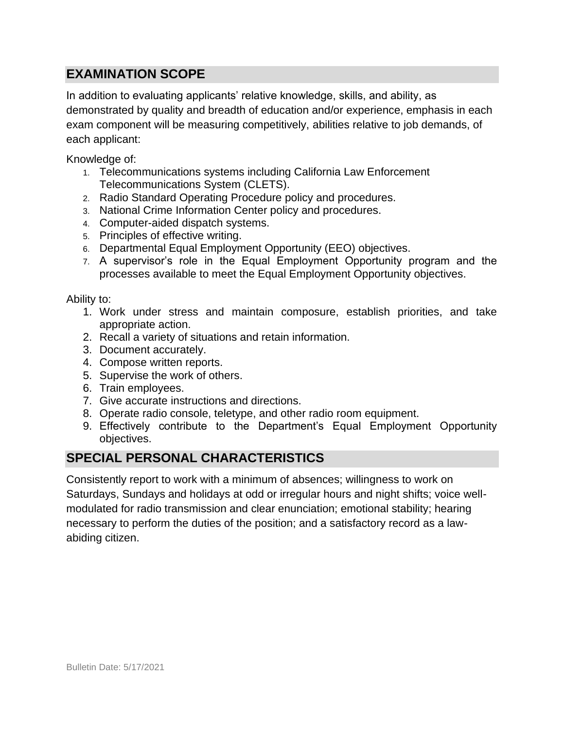## EXAMINATION SCOPE

In addition to evaluating applicants' relative knowledge, skills, and ability, as demonstrated by quality and breadth of education and/or experience, emphasis in each exam component will be measuring competitively, abilities relative to job demands, of each applicant:

Knowledge of:

1. Telecommunications systems including California Law Enforcement Telecommunications System (CLETS).
2. Radio Standard Operating Procedure policy and procedures.
3. National Crime Information Center policy and procedures.
4. Computer-aided dispatch systems.
5. Principles of effective writing.
6. Departmental Equal Employment Opportunity (EEO) objectives.
7. A supervisor's role in the Equal Employment Opportunity program and the processes available to meet the Equal Employment Opportunity objectives.

Ability to:

1. Work under stress and maintain composure, establish priorities, and take appropriate action.
2. Recall a variety of situations and retain information.
3. Document accurately.
4. Compose written reports.
5. Supervise the work of others.
6. Train employees.
7. Give accurate instructions and directions.
8. Operate radio console, teletype, and other radio room equipment.
9. Effectively contribute to the Department's Equal Employment Opportunity objectives.

## SPECIAL PERSONAL CHARACTERISTICS

Consistently report to work with a minimum of absences; willingness to work on Saturdays, Sundays and holidays at odd or irregular hours and night shifts; voice well-modulated for radio transmission and clear enunciation; emotional stability; hearing necessary to perform the duties of the position; and a satisfactory record as a law-abiding citizen.

Bulletin Date: 5/17/2021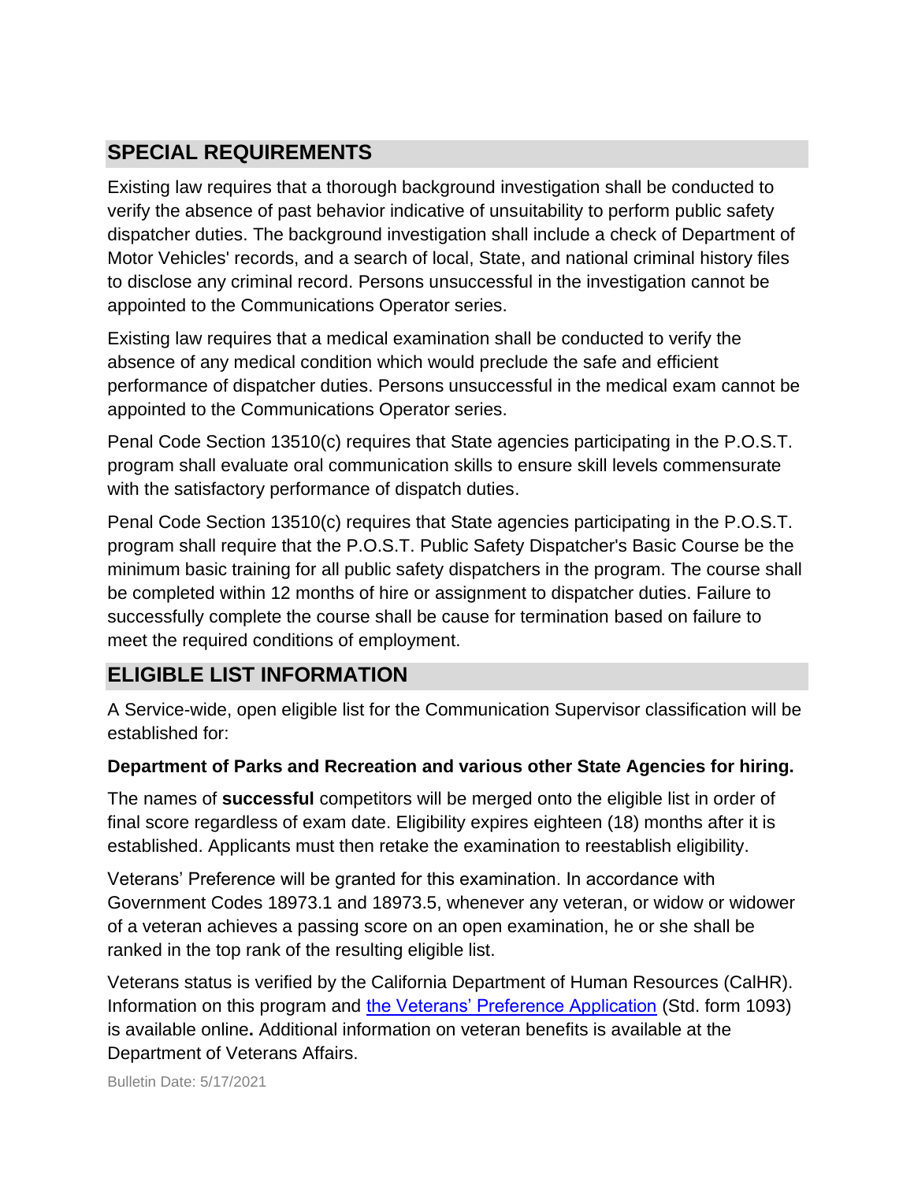## SPECIAL REQUIREMENTS

Existing law requires that a thorough background investigation shall be conducted to verify the absence of past behavior indicative of unsuitability to perform public safety dispatcher duties. The background investigation shall include a check of Department of Motor Vehicles' records, and a search of local, State, and national criminal history files to disclose any criminal record. Persons unsuccessful in the investigation cannot be appointed to the Communications Operator series.

Existing law requires that a medical examination shall be conducted to verify the absence of any medical condition which would preclude the safe and efficient performance of dispatcher duties. Persons unsuccessful in the medical exam cannot be appointed to the Communications Operator series.

Penal Code Section 13510(c) requires that State agencies participating in the P.O.S.T. program shall evaluate oral communication skills to ensure skill levels commensurate with the satisfactory performance of dispatch duties.

Penal Code Section 13510(c) requires that State agencies participating in the P.O.S.T. program shall require that the P.O.S.T. Public Safety Dispatcher's Basic Course be the minimum basic training for all public safety dispatchers in the program. The course shall be completed within 12 months of hire or assignment to dispatcher duties. Failure to successfully complete the course shall be cause for termination based on failure to meet the required conditions of employment.

## ELIGIBLE LIST INFORMATION

A Service-wide, open eligible list for the Communication Supervisor classification will be established for:

**Department of Parks and Recreation and various other State Agencies for hiring.**

The names of **successful** competitors will be merged onto the eligible list in order of final score regardless of exam date. Eligibility expires eighteen (18) months after it is established. Applicants must then retake the examination to reestablish eligibility.

Veterans' Preference will be granted for this examination. In accordance with Government Codes 18973.1 and 18973.5, whenever any veteran, or widow or widower of a veteran achieves a passing score on an open examination, he or she shall be ranked in the top rank of the resulting eligible list.

Veterans status is verified by the California Department of Human Resources (CalHR). Information on this program and the Veterans' Preference Application (Std. form 1093) is available online**.** Additional information on veteran benefits is available at the Department of Veterans Affairs.

Bulletin Date: 5/17/2021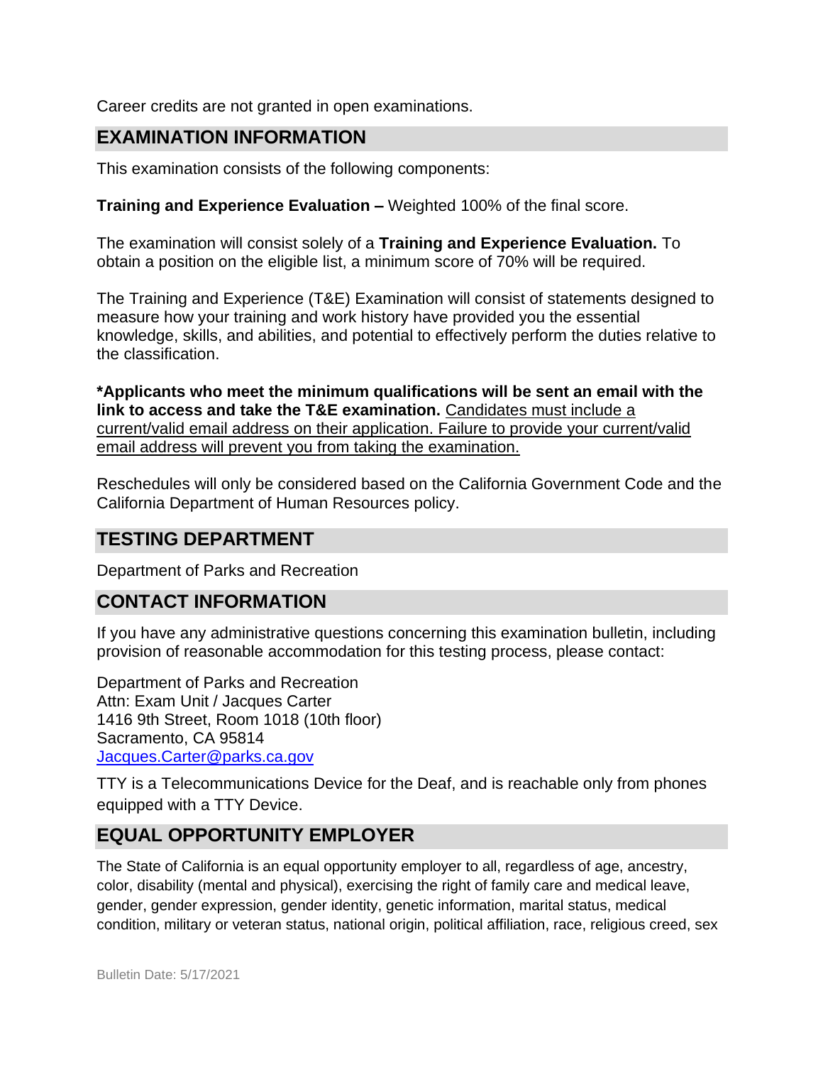Career credits are not granted in open examinations.

## EXAMINATION INFORMATION

This examination consists of the following components:

**Training and Experience Evaluation –** Weighted 100% of the final score.

The examination will consist solely of a **Training and Experience Evaluation.** To obtain a position on the eligible list, a minimum score of 70% will be required.

The Training and Experience (T&E) Examination will consist of statements designed to measure how your training and work history have provided you the essential knowledge, skills, and abilities, and potential to effectively perform the duties relative to the classification.

**\*Applicants who meet the minimum qualifications will be sent an email with the link to access and take the T&E examination.** Candidates must include a current/valid email address on their application. Failure to provide your current/valid email address will prevent you from taking the examination.

Reschedules will only be considered based on the California Government Code and the California Department of Human Resources policy.

## TESTING DEPARTMENT

Department of Parks and Recreation

## CONTACT INFORMATION

If you have any administrative questions concerning this examination bulletin, including provision of reasonable accommodation for this testing process, please contact:

Department of Parks and Recreation
Attn: Exam Unit / Jacques Carter
1416 9th Street, Room 1018 (10th floor)
Sacramento, CA 95814
[Jacques.Carter@parks.ca.gov](mailto:Jacques.Carter@parks.ca.gov)

TTY is a Telecommunications Device for the Deaf, and is reachable only from phones equipped with a TTY Device.

## EQUAL OPPORTUNITY EMPLOYER

The State of California is an equal opportunity employer to all, regardless of age, ancestry, color, disability (mental and physical), exercising the right of family care and medical leave, gender, gender expression, gender identity, genetic information, marital status, medical condition, military or veteran status, national origin, political affiliation, race, religious creed, sex

Bulletin Date: 5/17/2021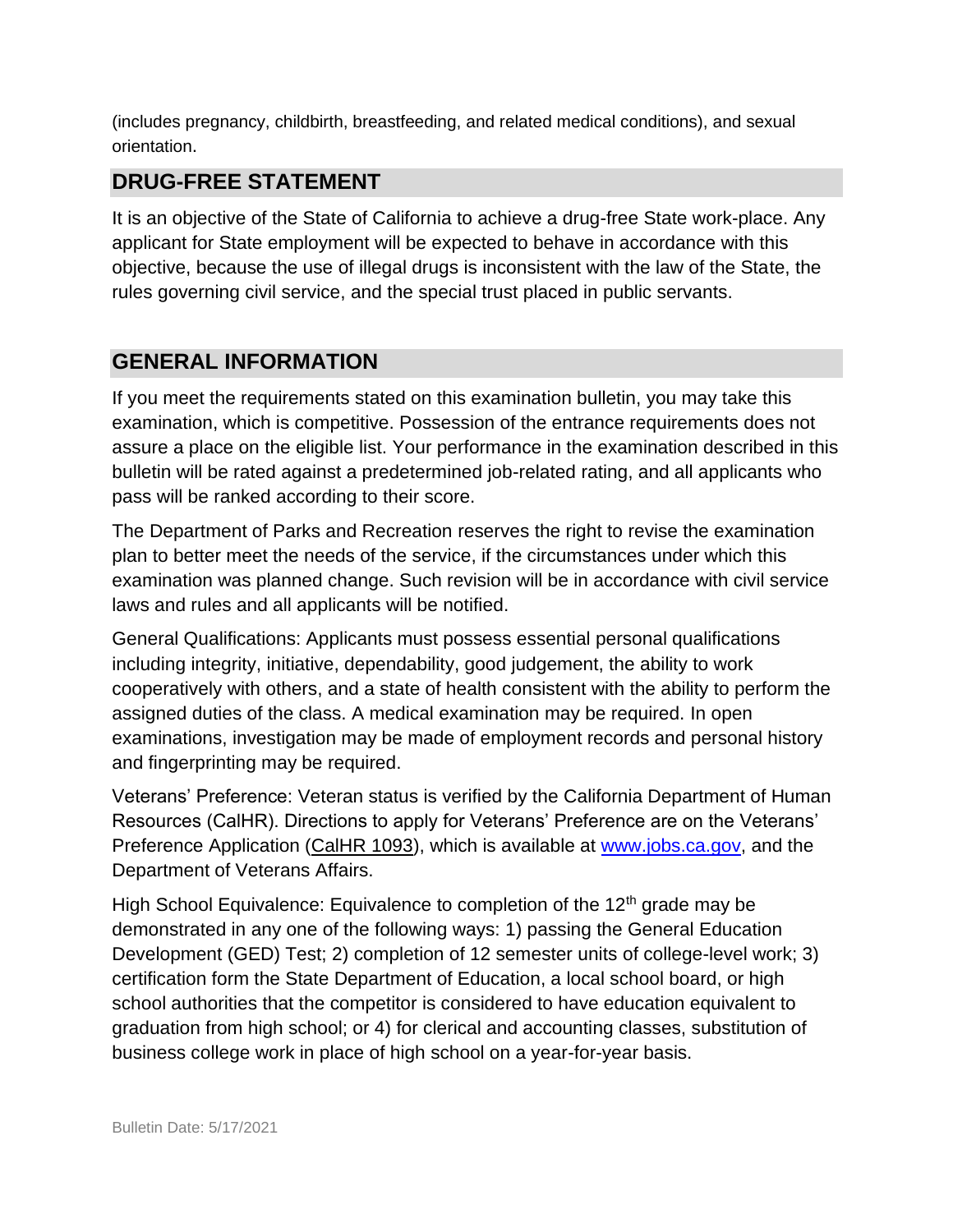(includes pregnancy, childbirth, breastfeeding, and related medical conditions), and sexual orientation.

## DRUG-FREE STATEMENT

It is an objective of the State of California to achieve a drug-free State work-place. Any applicant for State employment will be expected to behave in accordance with this objective, because the use of illegal drugs is inconsistent with the law of the State, the rules governing civil service, and the special trust placed in public servants.

## GENERAL INFORMATION

If you meet the requirements stated on this examination bulletin, you may take this examination, which is competitive. Possession of the entrance requirements does not assure a place on the eligible list. Your performance in the examination described in this bulletin will be rated against a predetermined job-related rating, and all applicants who pass will be ranked according to their score.

The Department of Parks and Recreation reserves the right to revise the examination plan to better meet the needs of the service, if the circumstances under which this examination was planned change. Such revision will be in accordance with civil service laws and rules and all applicants will be notified.

General Qualifications: Applicants must possess essential personal qualifications including integrity, initiative, dependability, good judgement, the ability to work cooperatively with others, and a state of health consistent with the ability to perform the assigned duties of the class. A medical examination may be required. In open examinations, investigation may be made of employment records and personal history and fingerprinting may be required.

Veterans' Preference: Veteran status is verified by the California Department of Human Resources (CalHR). Directions to apply for Veterans' Preference are on the Veterans' Preference Application (CalHR 1093), which is available at www.jobs.ca.gov, and the Department of Veterans Affairs.

High School Equivalence: Equivalence to completion of the 12th grade may be demonstrated in any one of the following ways: 1) passing the General Education Development (GED) Test; 2) completion of 12 semester units of college-level work; 3) certification form the State Department of Education, a local school board, or high school authorities that the competitor is considered to have education equivalent to graduation from high school; or 4) for clerical and accounting classes, substitution of business college work in place of high school on a year-for-year basis.

Bulletin Date: 5/17/2021